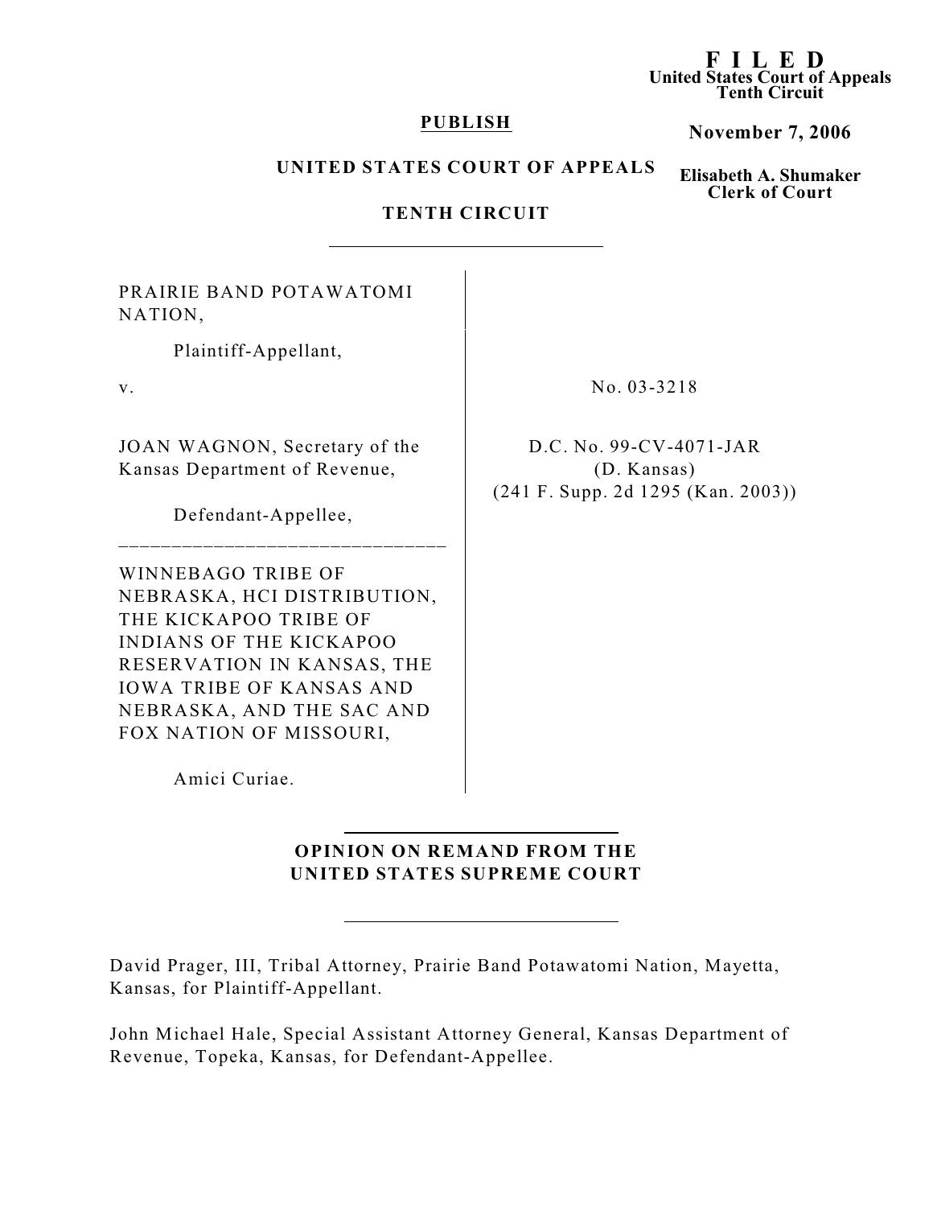**F I L E D**
**United States Court of Appeals**
**Tenth Circuit**

**November 7, 2006**

**Elisabeth A. Shumaker**
**Clerk of Court**

**PUBLISH**

**UNITED STATES COURT OF APPEALS**

**TENTH CIRCUIT**

PRAIRIE BAND POTAWATOMI NATION,

Plaintiff-Appellant,

v.

JOAN WAGNON, Secretary of the Kansas Department of Revenue,

Defendant-Appellee,

---

WINNEBAGO TRIBE OF NEBRASKA, HCI DISTRIBUTION, THE KICKAPOO TRIBE OF INDIANS OF THE KICKAPOO RESERVATION IN KANSAS, THE IOWA TRIBE OF KANSAS AND NEBRASKA, AND THE SAC AND FOX NATION OF MISSOURI,

Amici Curiae.

No. 03-3218

D.C. No. 99-CV-4071-JAR
(D. Kansas)
(241 F. Supp. 2d 1295 (Kan. 2003))

**OPINION ON REMAND FROM THE UNITED STATES SUPREME COURT**

David Prager, III, Tribal Attorney, Prairie Band Potawatomi Nation, Mayetta, Kansas, for Plaintiff-Appellant.

John Michael Hale, Special Assistant Attorney General, Kansas Department of Revenue, Topeka, Kansas, for Defendant-Appellee.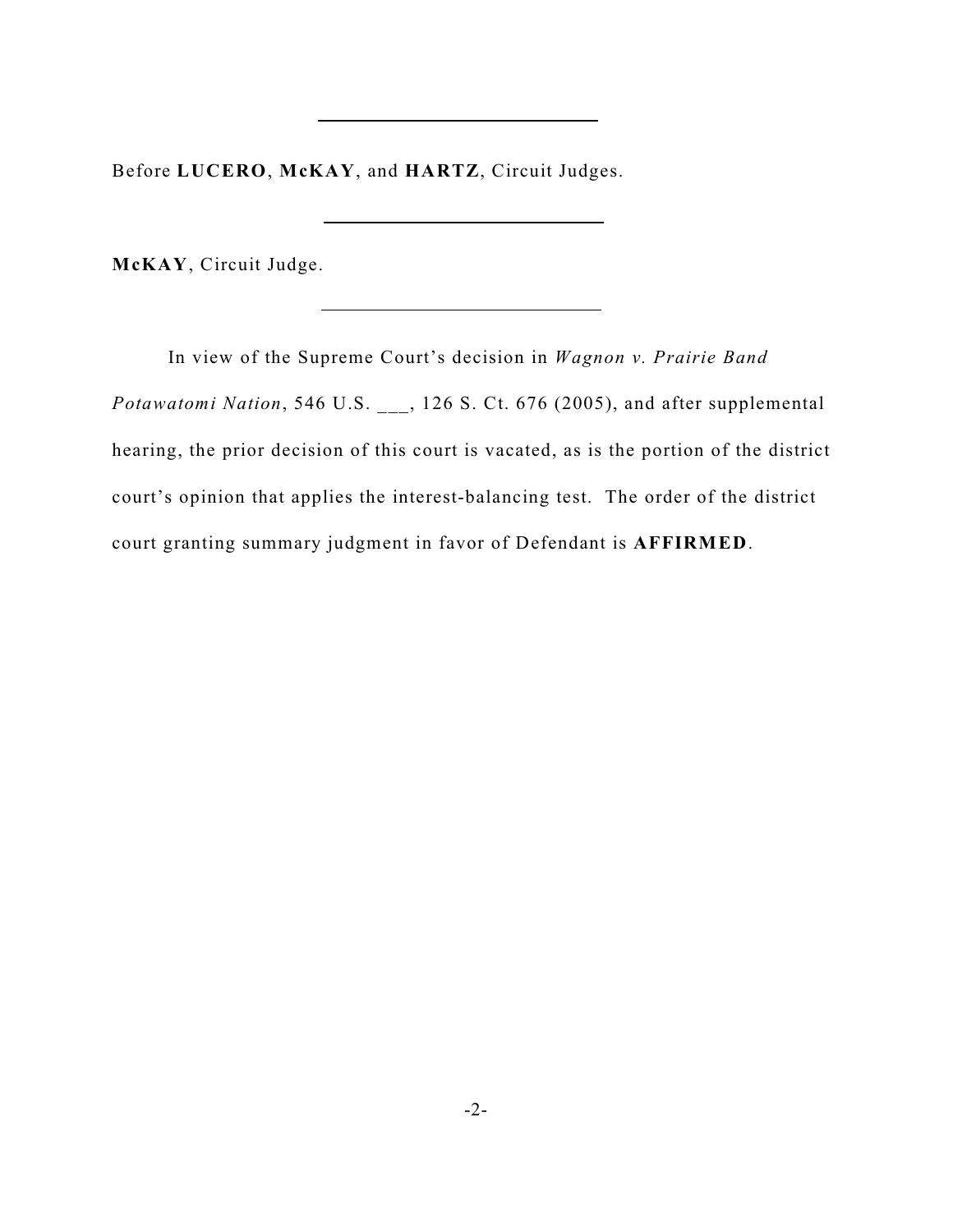Before **LUCERO**, **McKAY**, and **HARTZ**, Circuit Judges.

**McKAY**, Circuit Judge.

In view of the Supreme Court's decision in *Wagnon v. Prairie Band Potawatomi Nation*, 546 U.S. ___, 126 S. Ct. 676 (2005), and after supplemental hearing, the prior decision of this court is vacated, as is the portion of the district court's opinion that applies the interest-balancing test. The order of the district court granting summary judgment in favor of Defendant is **AFFIRMED**.